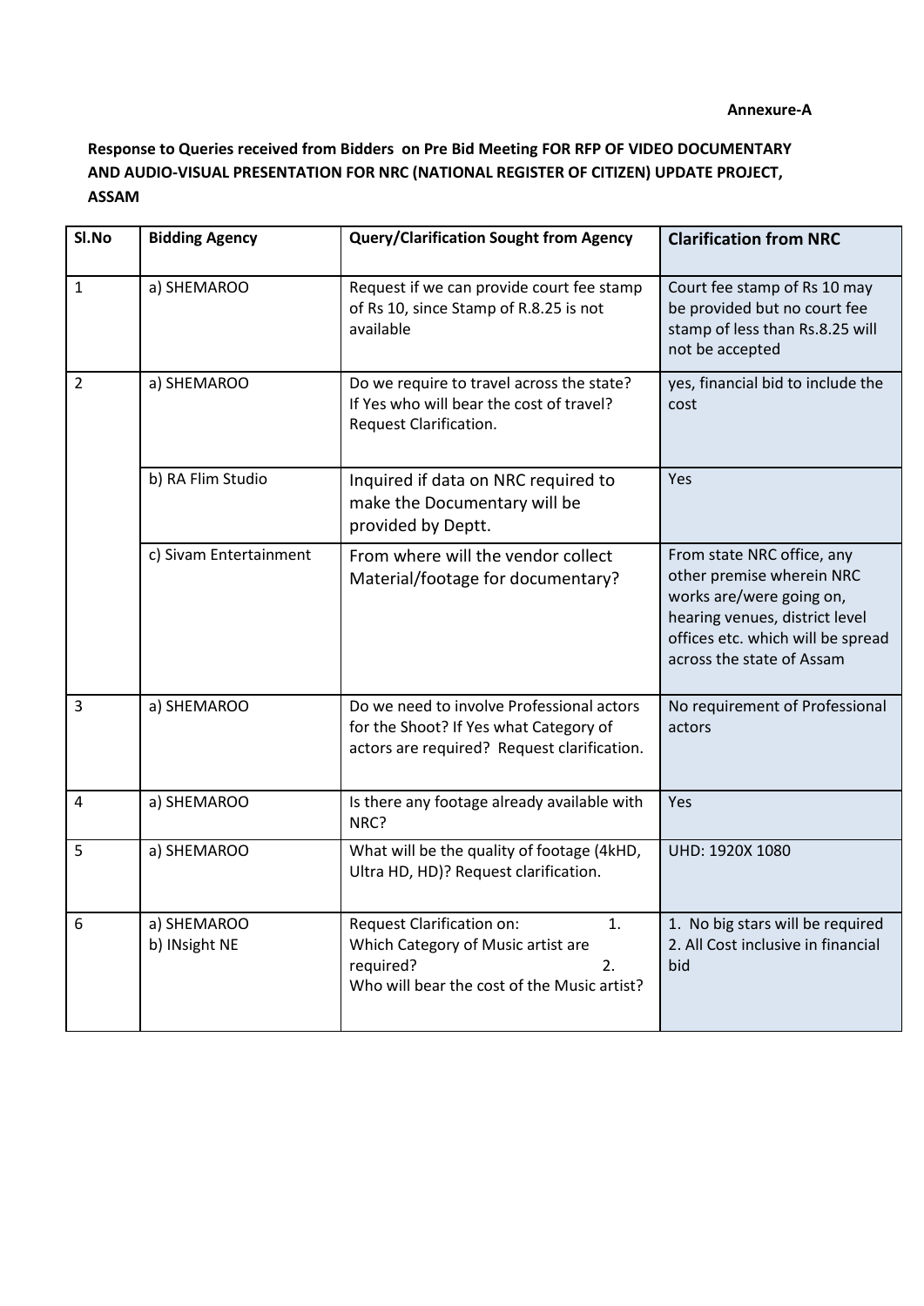Annexure-A

**Response to Queries received from Bidders on Pre Bid Meeting FOR RFP OF VIDEO DOCUMENTARY AND AUDIO-VISUAL PRESENTATION FOR NRC (NATIONAL REGISTER OF CITIZEN) UPDATE PROJECT, ASSAM**

| Sl.No | Bidding Agency | Query/Clarification Sought from Agency | Clarification from NRC |
|---|---|---|---|
| 1 | a) SHEMAROO | Request if we can provide court fee stamp of Rs 10, since Stamp of R.8.25 is not available | Court fee stamp of Rs 10 may be provided but no court fee stamp of less than Rs.8.25 will not be accepted |
| 2 | a) SHEMAROO | Do we require to travel across the state? If Yes who will bear the cost of travel? Request Clarification. | yes, financial bid to include the cost |
| | b) RA Flim Studio | Inquired if data on NRC required to make the Documentary will be provided by Deptt. | Yes |
| | c) Sivam Entertainment | From where will the vendor collect Material/footage for documentary? | From state NRC office, any other premise wherein NRC works are/were going on, hearing venues, district level offices etc. which will be spread across the state of Assam |
| 3 | a) SHEMAROO | Do we need to involve Professional actors for the Shoot? If Yes what Category of actors are required? Request clarification. | No requirement of Professional actors |
| 4 | a) SHEMAROO | Is there any footage already available with NRC? | Yes |
| 5 | a) SHEMAROO | What will be the quality of footage (4kHD, Ultra HD, HD)? Request clarification. | UHD: 1920X 1080 |
| 6 | a) SHEMAROO<br>b) INsight NE | Request Clarification on: 1. Which Category of Music artist are required? 2. Who will bear the cost of the Music artist? | 1. No big stars will be required<br>2. All Cost inclusive in financial bid |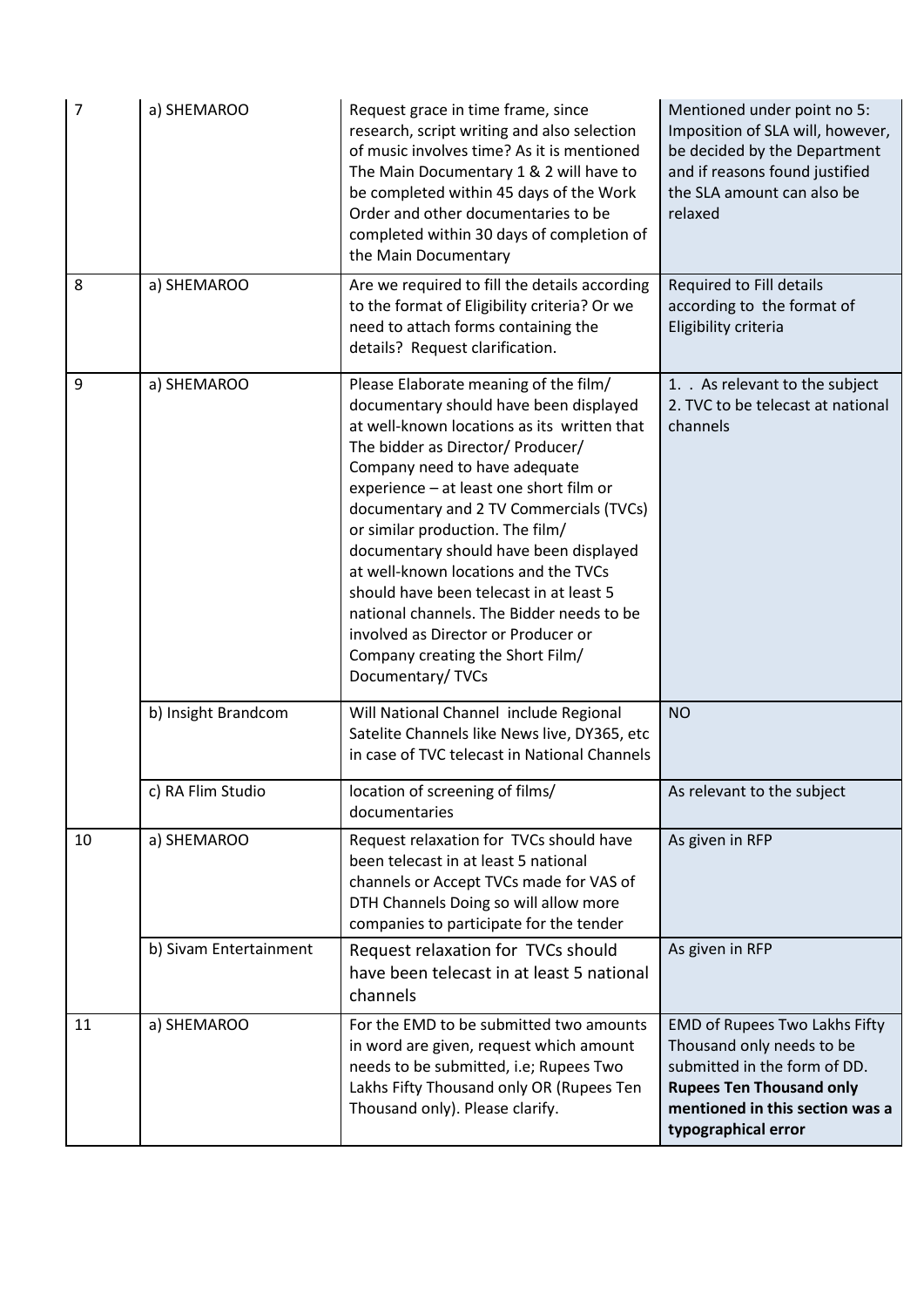| 7 | a) SHEMAROO | Request grace in time frame, since research, script writing and also selection of music involves time? As it is mentioned The Main Documentary 1 & 2 will have to be completed within 45 days of the Work Order and other documentaries to be completed within 30 days of completion of the Main Documentary | Mentioned under point no 5: Imposition of SLA will, however, be decided by the Department and if reasons found justified the SLA amount can also be relaxed |
|---|---|---|---|
| 8 | a) SHEMAROO | Are we required to fill the details according to the format of Eligibility criteria? Or we need to attach forms containing the details? Request clarification. | Required to Fill details according to the format of Eligibility criteria |
| 9 | a) SHEMAROO | Please Elaborate meaning of the film/ documentary should have been displayed at well-known locations as its written that The bidder as Director/ Producer/ Company need to have adequate experience – at least one short film or documentary and 2 TV Commercials (TVCs) or similar production. The film/ documentary should have been displayed at well-known locations and the TVCs should have been telecast in at least 5 national channels. The Bidder needs to be involved as Director or Producer or Company creating the Short Film/ Documentary/ TVCs | 1. . As relevant to the subject<br>2. TVC to be telecast at national channels |
| | b) Insight Brandcom | Will National Channel include Regional Satelite Channels like News live, DY365, etc in case of TVC telecast in National Channels | NO |
| | c) RA Flim Studio | location of screening of films/ documentaries | As relevant to the subject |
| 10 | a) SHEMAROO | Request relaxation for TVCs should have been telecast in at least 5 national channels or Accept TVCs made for VAS of DTH Channels Doing so will allow more companies to participate for the tender | As given in RFP |
| | b) Sivam Entertainment | Request relaxation for TVCs should have been telecast in at least 5 national channels | As given in RFP |
| 11 | a) SHEMAROO | For the EMD to be submitted two amounts in word are given, request which amount needs to be submitted, i.e; Rupees Two Lakhs Fifty Thousand only OR (Rupees Ten Thousand only). Please clarify. | EMD of Rupees Two Lakhs Fifty Thousand only needs to be submitted in the form of DD. **Rupees Ten Thousand only mentioned in this section was a typographical error** |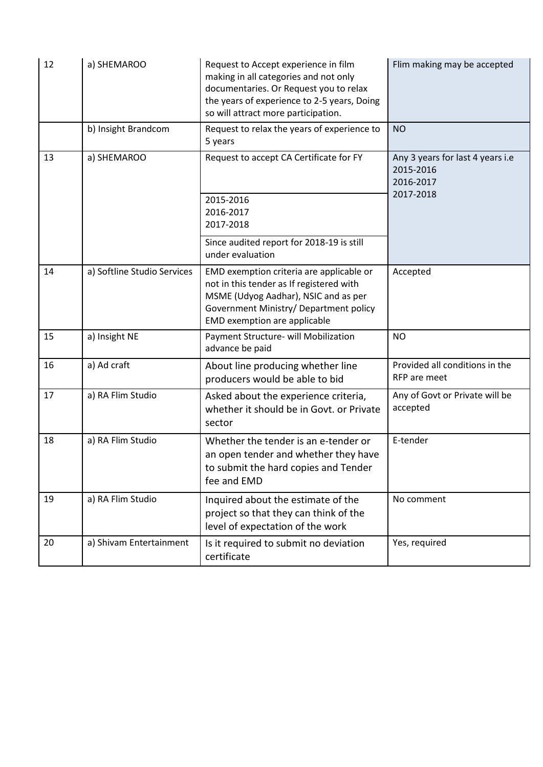| | | | |
|---|---|---|---|
| 12 | a) SHEMAROO | Request to Accept experience in film making in all categories and not only documentaries. Or Request you to relax the years of experience to 2-5 years, Doing so will attract more participation. | Flim making may be accepted |
| | b) Insight Brandcom | Request to relax the years of experience to 5 years | NO |
| 13 | a) SHEMAROO | Request to accept CA Certificate for FY<br>2015-2016<br>2016-2017<br>2017-2018<br>Since audited report for 2018-19 is still under evaluation | Any 3 years for last 4 years i.e<br>2015-2016<br>2016-2017<br>2017-2018 |
| 14 | a) Softline Studio Services | EMD exemption criteria are applicable or not in this tender as If registered with MSME (Udyog Aadhar), NSIC and as per Government Ministry/ Department policy EMD exemption are applicable | Accepted |
| 15 | a) Insight NE | Payment Structure- will Mobilization advance be paid | NO |
| 16 | a) Ad craft | About line producing whether line producers would be able to bid | Provided all conditions in the RFP are meet |
| 17 | a) RA Flim Studio | Asked about the experience criteria, whether it should be in Govt. or Private sector | Any of Govt or Private will be accepted |
| 18 | a) RA Flim Studio | Whether the tender is an e-tender or an open tender and whether they have to submit the hard copies and Tender fee and EMD | E-tender |
| 19 | a) RA Flim Studio | Inquired about the estimate of the project so that they can think of the level of expectation of the work | No comment |
| 20 | a) Shivam Entertainment | Is it required to submit no deviation certificate | Yes, required |